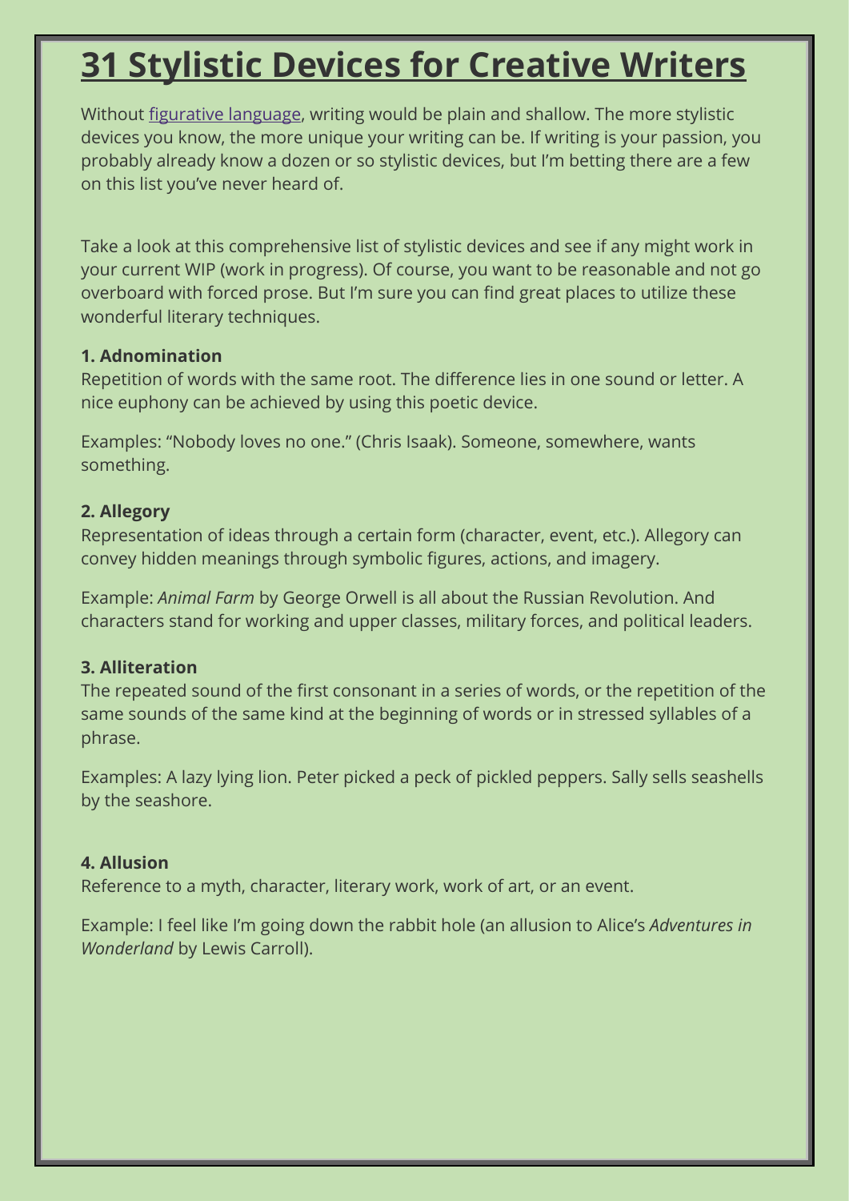# 31 Stylistic Devices for Creative Writers

Without [figurative language](), writing would be plain and shallow. The more stylistic devices you know, the more unique your writing can be. If writing is your passion, you probably already know a dozen or so stylistic devices, but I'm betting there are a few on this list you've never heard of.

Take a look at this comprehensive list of stylistic devices and see if any might work in your current WIP (work in progress). Of course, you want to be reasonable and not go overboard with forced prose. But I'm sure you can find great places to utilize these wonderful literary techniques.

**1. Adnomination**
Repetition of words with the same root. The difference lies in one sound or letter. A nice euphony can be achieved by using this poetic device.

Examples: "Nobody loves no one." (Chris Isaak). Someone, somewhere, wants something.

**2. Allegory**
Representation of ideas through a certain form (character, event, etc.). Allegory can convey hidden meanings through symbolic figures, actions, and imagery.

Example: *Animal Farm* by George Orwell is all about the Russian Revolution. And characters stand for working and upper classes, military forces, and political leaders.

**3. Alliteration**
The repeated sound of the first consonant in a series of words, or the repetition of the same sounds of the same kind at the beginning of words or in stressed syllables of a phrase.

Examples: A lazy lying lion. Peter picked a peck of pickled peppers. Sally sells seashells by the seashore.

**4. Allusion**
Reference to a myth, character, literary work, work of art, or an event.

Example: I feel like I'm going down the rabbit hole (an allusion to Alice's *Adventures in Wonderland* by Lewis Carroll).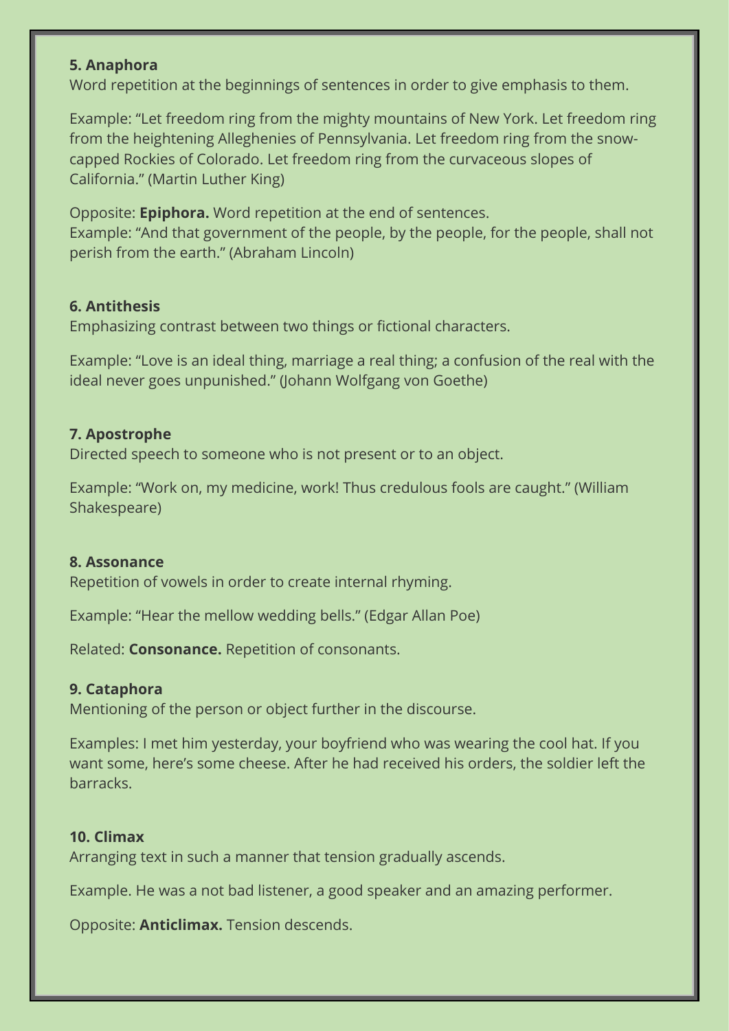**5. Anaphora**

Word repetition at the beginnings of sentences in order to give emphasis to them.

Example: "Let freedom ring from the mighty mountains of New York. Let freedom ring from the heightening Alleghenies of Pennsylvania. Let freedom ring from the snow-capped Rockies of Colorado. Let freedom ring from the curvaceous slopes of California." (Martin Luther King)

Opposite: **Epiphora.** Word repetition at the end of sentences.
Example: "And that government of the people, by the people, for the people, shall not perish from the earth." (Abraham Lincoln)

**6. Antithesis**

Emphasizing contrast between two things or fictional characters.

Example: "Love is an ideal thing, marriage a real thing; a confusion of the real with the ideal never goes unpunished." (Johann Wolfgang von Goethe)

**7. Apostrophe**

Directed speech to someone who is not present or to an object.

Example: "Work on, my medicine, work! Thus credulous fools are caught." (William Shakespeare)

**8. Assonance**

Repetition of vowels in order to create internal rhyming.

Example: "Hear the mellow wedding bells." (Edgar Allan Poe)

Related: **Consonance.** Repetition of consonants.

**9. Cataphora**

Mentioning of the person or object further in the discourse.

Examples: I met him yesterday, your boyfriend who was wearing the cool hat. If you want some, here's some cheese. After he had received his orders, the soldier left the barracks.

**10. Climax**

Arranging text in such a manner that tension gradually ascends.

Example. He was a not bad listener, a good speaker and an amazing performer.

Opposite: **Anticlimax.** Tension descends.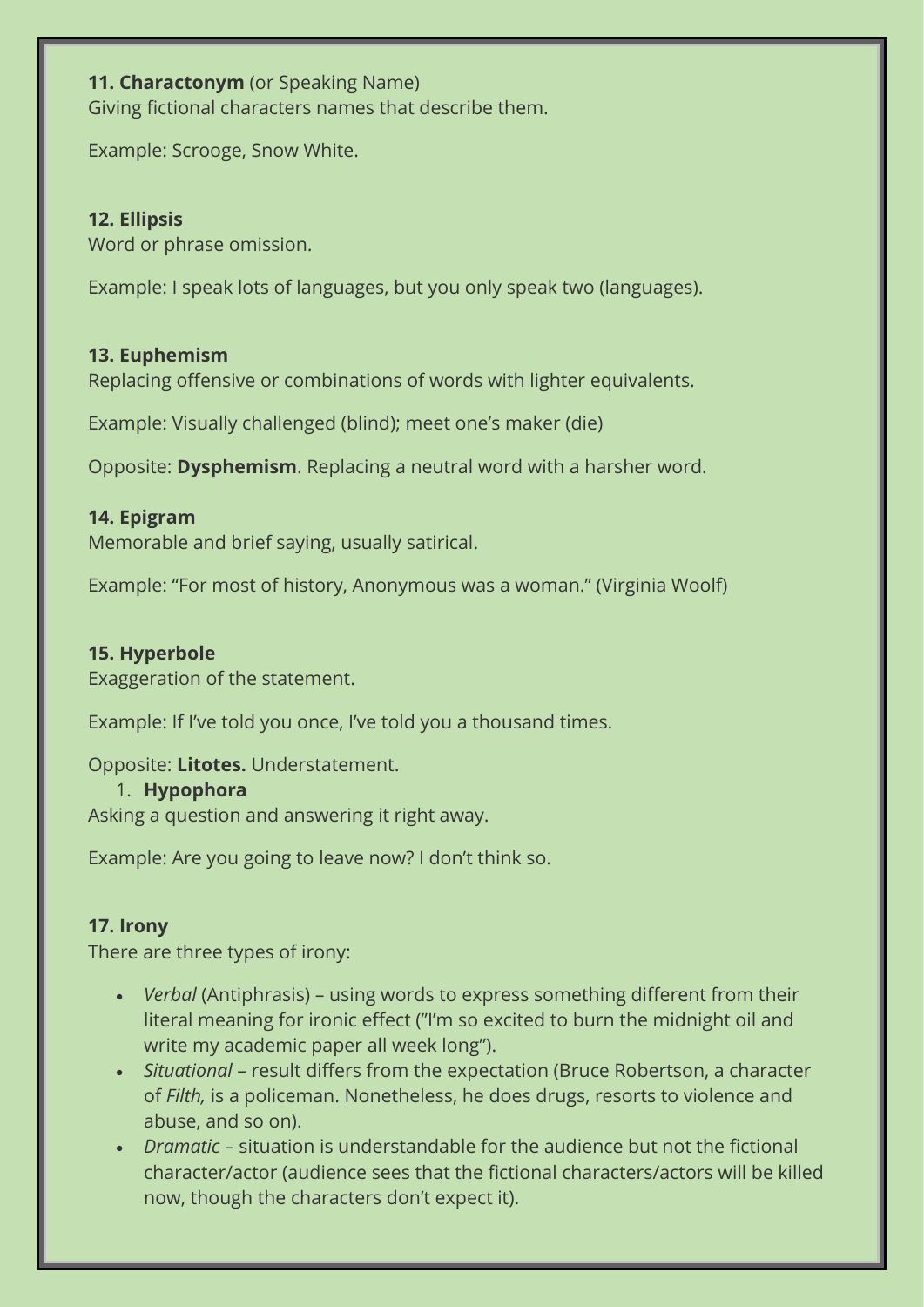**11. Charactonym** (or Speaking Name)
Giving fictional characters names that describe them.

Example: Scrooge, Snow White.

**12. Ellipsis**
Word or phrase omission.

Example: I speak lots of languages, but you only speak two (languages).

**13. Euphemism**
Replacing offensive or combinations of words with lighter equivalents.

Example: Visually challenged (blind); meet one's maker (die)

Opposite: **Dysphemism**. Replacing a neutral word with a harsher word.

**14. Epigram**
Memorable and brief saying, usually satirical.

Example: "For most of history, Anonymous was a woman." (Virginia Woolf)

**15. Hyperbole**
Exaggeration of the statement.

Example: If I've told you once, I've told you a thousand times.

Opposite: **Litotes.** Understatement.

1. **Hypophora**

Asking a question and answering it right away.

Example: Are you going to leave now? I don't think so.

**17. Irony**
There are three types of irony:

- *Verbal* (Antiphrasis) – using words to express something different from their literal meaning for ironic effect ("I'm so excited to burn the midnight oil and write my academic paper all week long").
- *Situational* – result differs from the expectation (Bruce Robertson, a character of *Filth,* is a policeman. Nonetheless, he does drugs, resorts to violence and abuse, and so on).
- *Dramatic* – situation is understandable for the audience but not the fictional character/actor (audience sees that the fictional characters/actors will be killed now, though the characters don't expect it).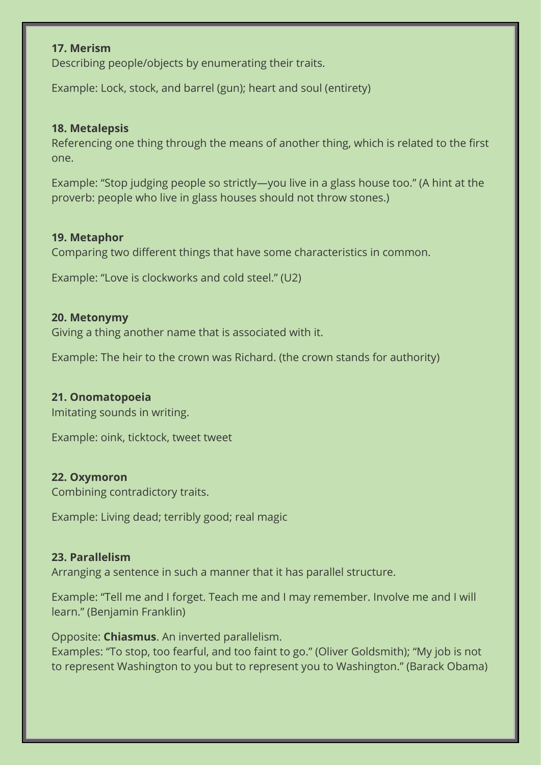**17. Merism**
Describing people/objects by enumerating their traits.

Example: Lock, stock, and barrel (gun); heart and soul (entirety)

**18. Metalepsis**
Referencing one thing through the means of another thing, which is related to the first one.

Example: "Stop judging people so strictly—you live in a glass house too." (A hint at the proverb: people who live in glass houses should not throw stones.)

**19. Metaphor**
Comparing two different things that have some characteristics in common.

Example: "Love is clockworks and cold steel." (U2)

**20. Metonymy**
Giving a thing another name that is associated with it.

Example: The heir to the crown was Richard. (the crown stands for authority)

**21. Onomatopoeia**
Imitating sounds in writing.

Example: oink, ticktock, tweet tweet

**22. Oxymoron**
Combining contradictory traits.

Example: Living dead; terribly good; real magic

**23. Parallelism**
Arranging a sentence in such a manner that it has parallel structure.

Example: "Tell me and I forget. Teach me and I may remember. Involve me and I will learn." (Benjamin Franklin)

Opposite: **Chiasmus**. An inverted parallelism.
Examples: "To stop, too fearful, and too faint to go." (Oliver Goldsmith); "My job is not to represent Washington to you but to represent you to Washington." (Barack Obama)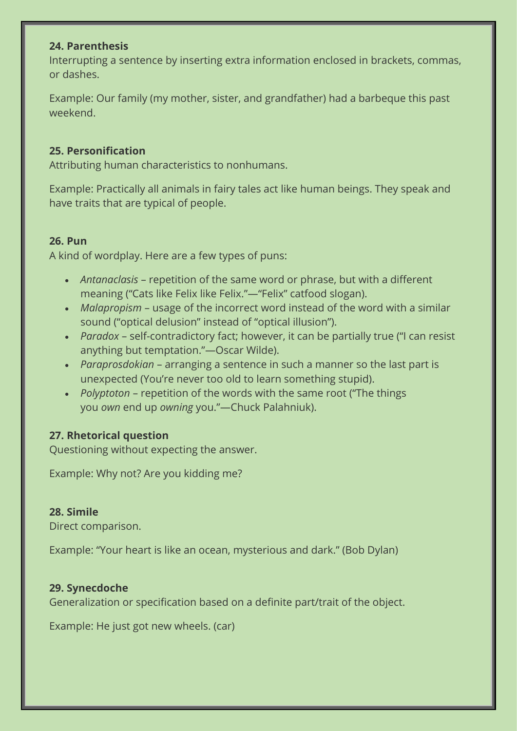**24. Parenthesis**
Interrupting a sentence by inserting extra information enclosed in brackets, commas, or dashes.

Example: Our family (my mother, sister, and grandfather) had a barbeque this past weekend.

**25. Personification**
Attributing human characteristics to nonhumans.

Example: Practically all animals in fairy tales act like human beings. They speak and have traits that are typical of people.

**26. Pun**
A kind of wordplay. Here are a few types of puns:

- *Antanaclasis* – repetition of the same word or phrase, but with a different meaning ("Cats like Felix like Felix."—"Felix" catfood slogan).
- *Malapropism* – usage of the incorrect word instead of the word with a similar sound ("optical delusion" instead of "optical illusion").
- *Paradox* – self-contradictory fact; however, it can be partially true ("I can resist anything but temptation."—Oscar Wilde).
- *Paraprosdokian* – arranging a sentence in such a manner so the last part is unexpected (You're never too old to learn something stupid).
- *Polyptoton* – repetition of the words with the same root ("The things you *own* end up *owning* you."—Chuck Palahniuk).

**27. Rhetorical question**
Questioning without expecting the answer.

Example: Why not? Are you kidding me?

**28. Simile**
Direct comparison.

Example: "Your heart is like an ocean, mysterious and dark." (Bob Dylan)

**29. Synecdoche**
Generalization or specification based on a definite part/trait of the object.

Example: He just got new wheels. (car)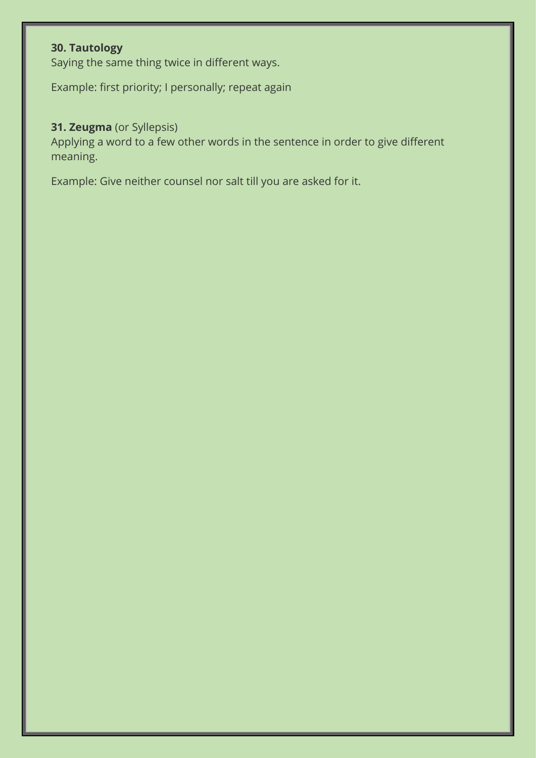**30. Tautology**
Saying the same thing twice in different ways.

Example: first priority; I personally; repeat again

**31. Zeugma** (or Syllepsis)
Applying a word to a few other words in the sentence in order to give different meaning.

Example: Give neither counsel nor salt till you are asked for it.